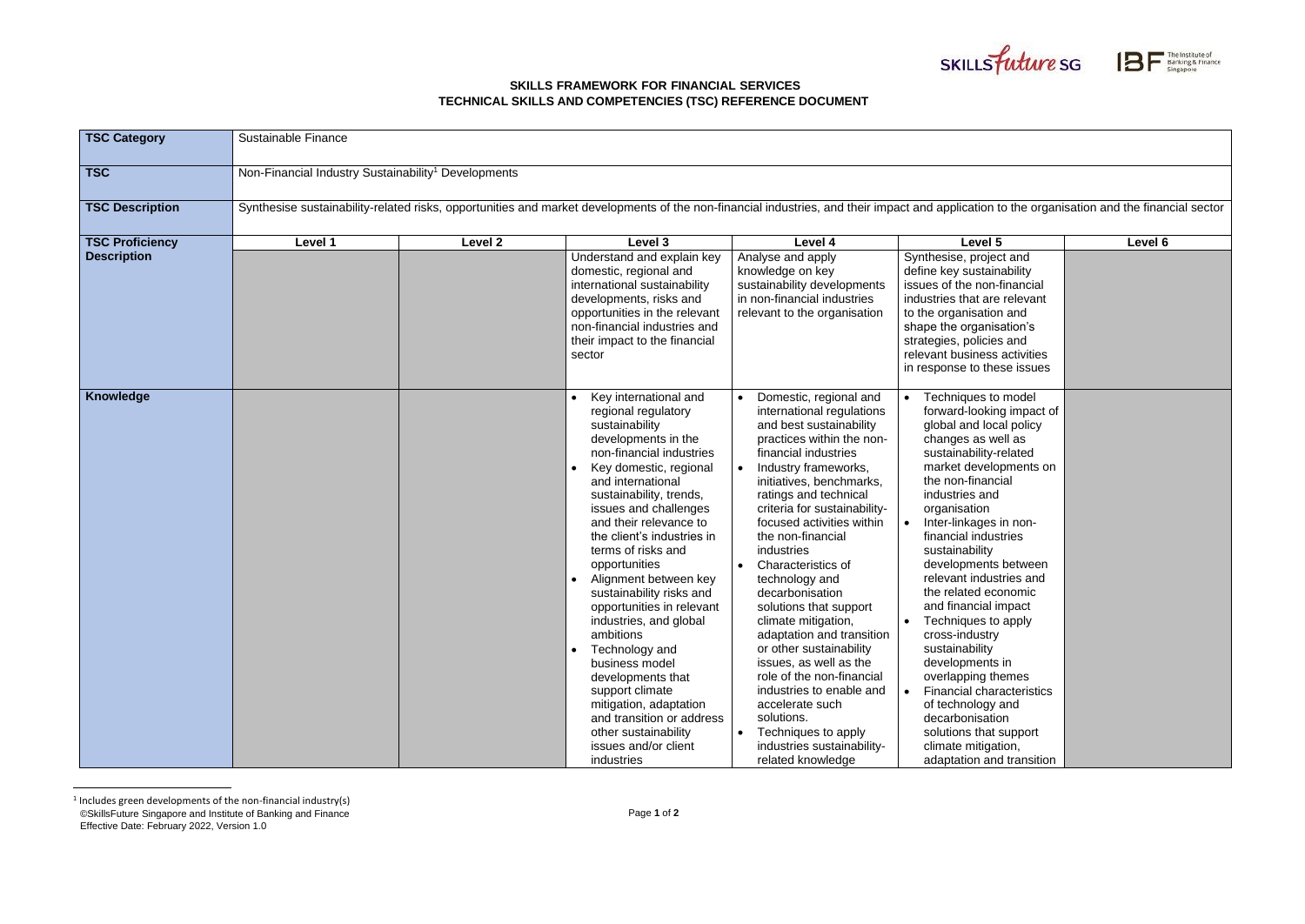**SKILLS FRAMEWORK FOR FINANCIAL SERVICES**
**TECHNICAL SKILLS AND COMPETENCIES (TSC) REFERENCE DOCUMENT**

| **TSC Category** | Sustainable Finance | | | | | |
|---|---|---|---|---|---|---|
| **TSC** | Non-Financial Industry Sustainability[1] Developments | | | | | |
| **TSC Description** | Synthesise sustainability-related risks, opportunities and market developments of the non-financial industries, and their impact and application to the organisation and the financial sector | | | | | |
| **TSC Proficiency Description** | **Level 1** | **Level 2** | **Level 3** | **Level 4** | **Level 5** | **Level 6** |
| | | | Understand and explain key domestic, regional and international sustainability developments, risks and opportunities in the relevant non-financial industries and their impact to the financial sector | Analyse and apply knowledge on key sustainability developments in non-financial industries relevant to the organisation | Synthesise, project and define key sustainability issues of the non-financial industries that are relevant to the organisation and shape the organisation's strategies, policies and relevant business activities in response to these issues | |
| **Knowledge** | | | • Key international and regional regulatory sustainability developments in the non-financial industries<br>• Key domestic, regional and international sustainability, trends, issues and challenges and their relevance to the client's industries in terms of risks and opportunities<br>• Alignment between key sustainability risks and opportunities in relevant industries, and global ambitions<br>• Technology and business model developments that support climate mitigation, adaptation and transition or address other sustainability issues and/or client industries | • Domestic, regional and international regulations and best sustainability practices within the non-financial industries<br>• Industry frameworks, initiatives, benchmarks, ratings and technical criteria for sustainability-focused activities within the non-financial industries<br>• Characteristics of technology and decarbonisation solutions that support climate mitigation, adaptation and transition or other sustainability issues, as well as the role of the non-financial industries to enable and accelerate such solutions.<br>• Techniques to apply industries sustainability-related knowledge | • Techniques to model forward-looking impact of global and local policy changes as well as sustainability-related market developments on the non-financial industries and organisation<br>• Inter-linkages in non-financial industries sustainability developments between relevant industries and the related economic and financial impact<br>• Techniques to apply cross-industry sustainability developments in overlapping themes<br>• Financial characteristics of technology and decarbonisation solutions that support climate mitigation, adaptation and transition | |

[1] Includes green developments of the non-financial industry(s)

©SkillsFuture Singapore and Institute of Banking and Finance
Effective Date: February 2022, Version 1.0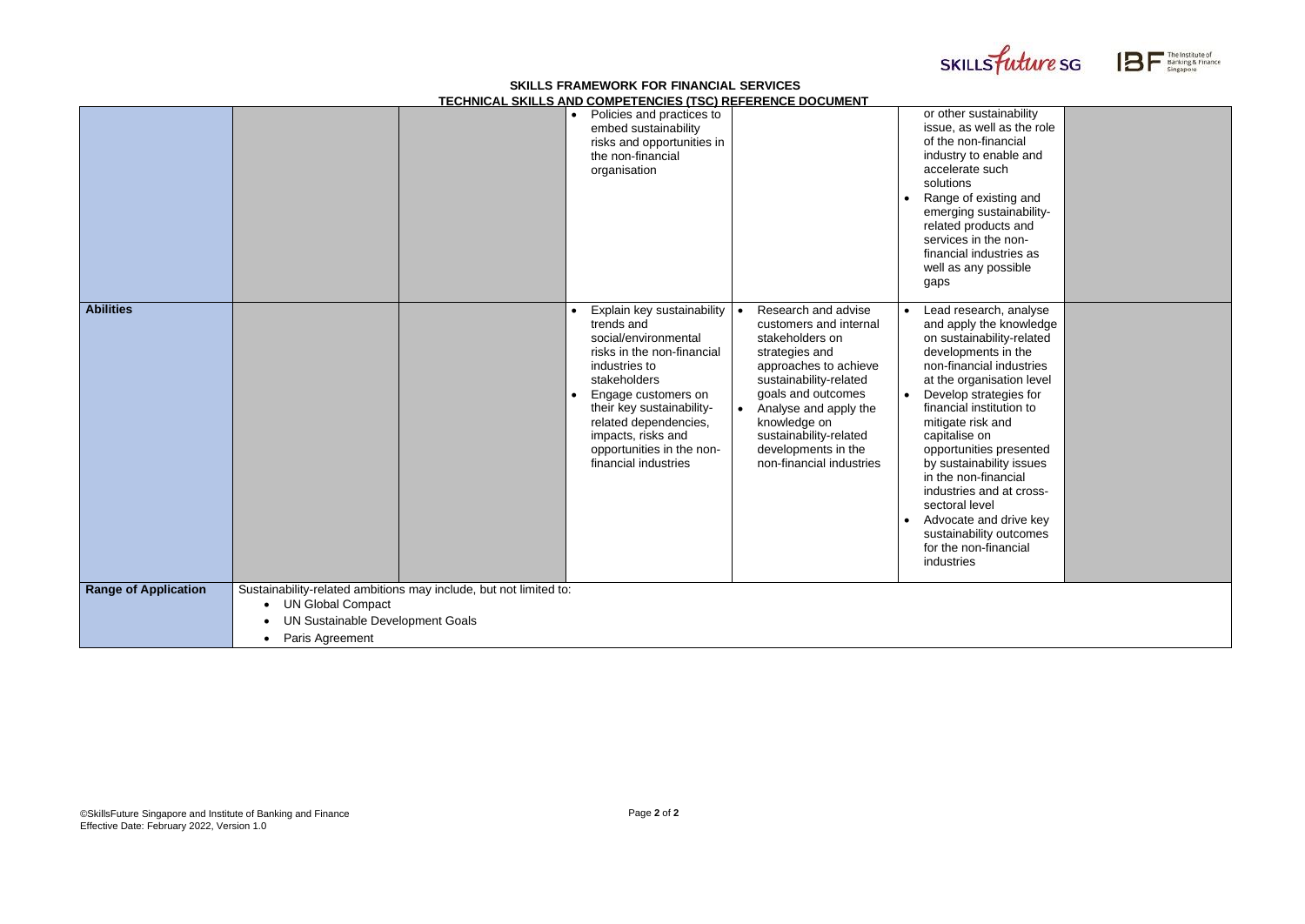| | | | | | | |
|---|---|---|---|---|---|---|
| | | | • Policies and practices to embed sustainability risks and opportunities in the non-financial organisation | | or other sustainability issue, as well as the role of the non-financial industry to enable and accelerate such solutions<br>• Range of existing and emerging sustainability-related products and services in the non-financial industries as well as any possible gaps | |
| **Abilities** | | | • Explain key sustainability trends and social/environmental risks in the non-financial industries to stakeholders<br>• Engage customers on their key sustainability-related dependencies, impacts, risks and opportunities in the non-financial industries | • Research and advise customers and internal stakeholders on strategies and approaches to achieve sustainability-related goals and outcomes<br>• Analyse and apply the knowledge on sustainability-related developments in the non-financial industries | • Lead research, analyse and apply the knowledge on sustainability-related developments in the non-financial industries at the organisation level<br>• Develop strategies for financial institution to mitigate risk and capitalise on opportunities presented by sustainability issues in the non-financial industries and at cross-sectoral level<br>• Advocate and drive key sustainability outcomes for the non-financial industries | |
| **Range of Application** | Sustainability-related ambitions may include, but not limited to:<br>• UN Global Compact<br>• UN Sustainable Development Goals<br>• Paris Agreement | | | | | |

©SkillsFuture Singapore and Institute of Banking and Finance
Effective Date: February 2022, Version 1.0